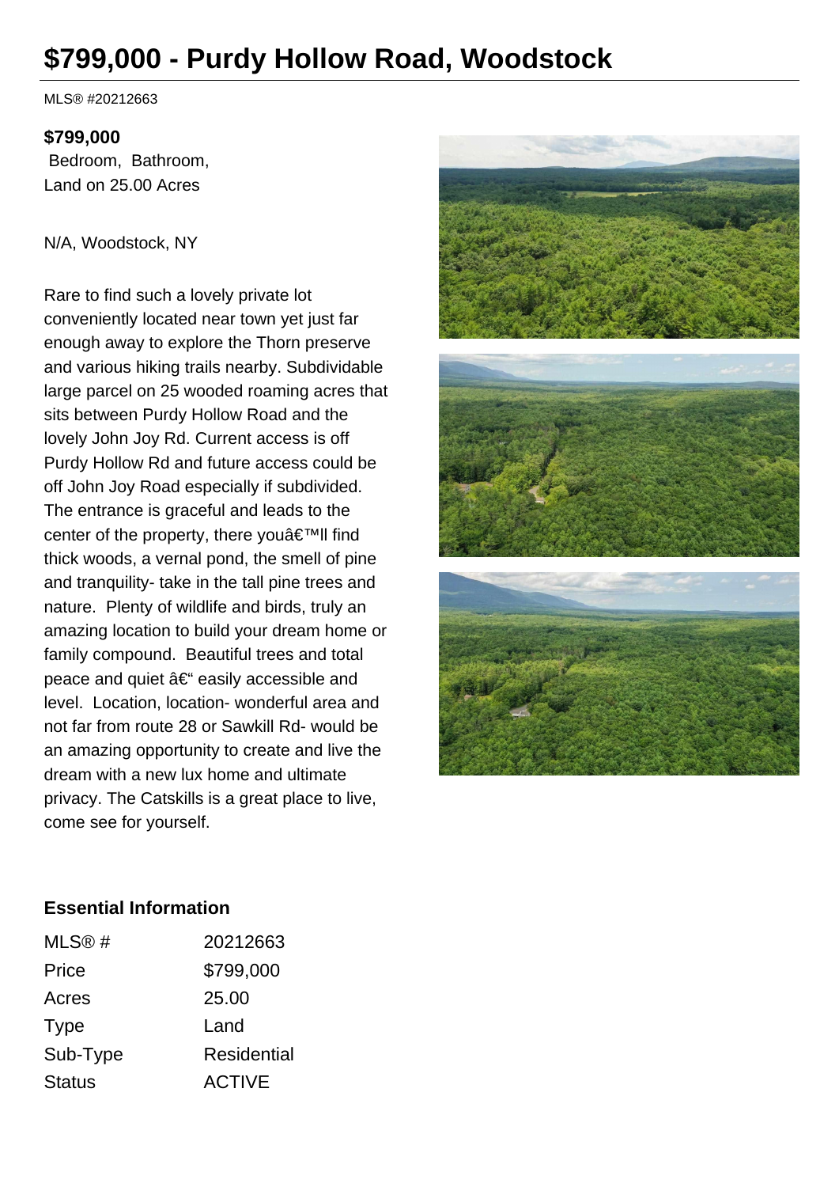# $799,000 - Purdy Hollow Road, Woodstock

MLS® #20212663

**$799,000**
Bedroom, Bathroom,
Land on 25.00 Acres

N/A, Woodstock, NY

Rare to find such a lovely private lot conveniently located near town yet just far enough away to explore the Thorn preserve and various hiking trails nearby. Subdividable large parcel on 25 wooded roaming acres that sits between Purdy Hollow Road and the lovely John Joy Rd. Current access is off Purdy Hollow Rd and future access could be off John Joy Road especially if subdivided. The entrance is graceful and leads to the center of the property, there youâ€™ll find thick woods, a vernal pond, the smell of pine and tranquility- take in the tall pine trees and nature. Plenty of wildlife and birds, truly an amazing location to build your dream home or family compound. Beautiful trees and total peace and quiet â€“ easily accessible and level. Location, location- wonderful area and not far from route 28 or Sawkill Rd- would be an amazing opportunity to create and live the dream with a new lux home and ultimate privacy. The Catskills is a great place to live, come see for yourself.

## Essential Information

| | |
|---|---|
| MLS® # | 20212663 |
| Price | $799,000 |
| Acres | 25.00 |
| Type | Land |
| Sub-Type | Residential |
| Status | ACTIVE |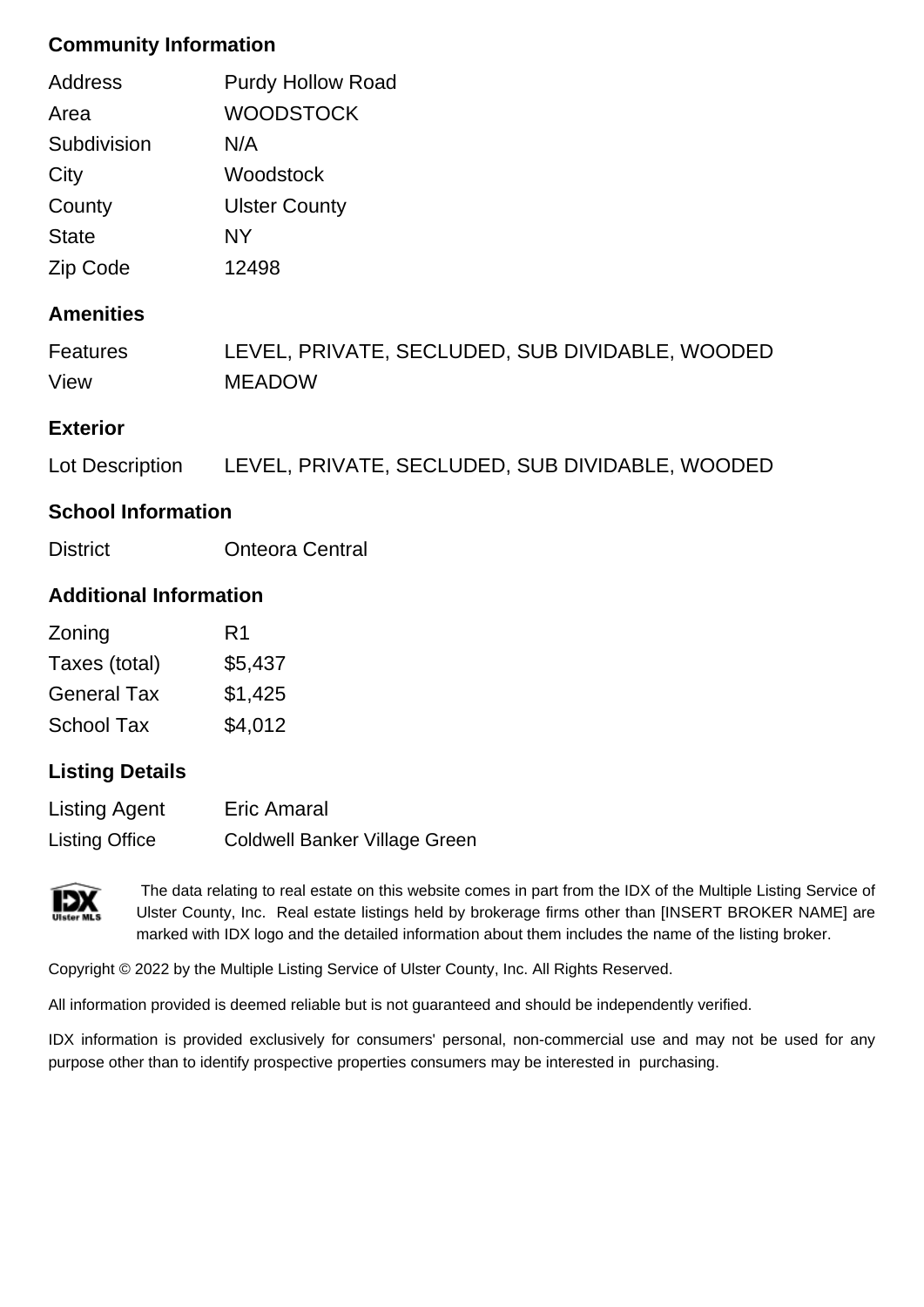## Community Information

| | |
|---|---|
| Address | Purdy Hollow Road |
| Area | WOODSTOCK |
| Subdivision | N/A |
| City | Woodstock |
| County | Ulster County |
| State | NY |
| Zip Code | 12498 |

## Amenities

| | |
|---|---|
| Features | LEVEL, PRIVATE, SECLUDED, SUB DIVIDABLE, WOODED |
| View | MEADOW |

## Exterior

| | |
|---|---|
| Lot Description | LEVEL, PRIVATE, SECLUDED, SUB DIVIDABLE, WOODED |

## School Information

| | |
|---|---|
| District | Onteora Central |

## Additional Information

| | |
|---|---|
| Zoning | R1 |
| Taxes (total) | $5,437 |
| General Tax | $1,425 |
| School Tax | $4,012 |

## Listing Details

| | |
|---|---|
| Listing Agent | Eric Amaral |
| Listing Office | Coldwell Banker Village Green |

IDX Ulster MLS

The data relating to real estate on this website comes in part from the IDX of the Multiple Listing Service of Ulster County, Inc. Real estate listings held by brokerage firms other than [INSERT BROKER NAME] are marked with IDX logo and the detailed information about them includes the name of the listing broker.

Copyright © 2022 by the Multiple Listing Service of Ulster County, Inc. All Rights Reserved.

All information provided is deemed reliable but is not guaranteed and should be independently verified.

IDX information is provided exclusively for consumers' personal, non-commercial use and may not be used for any purpose other than to identify prospective properties consumers may be interested in purchasing.